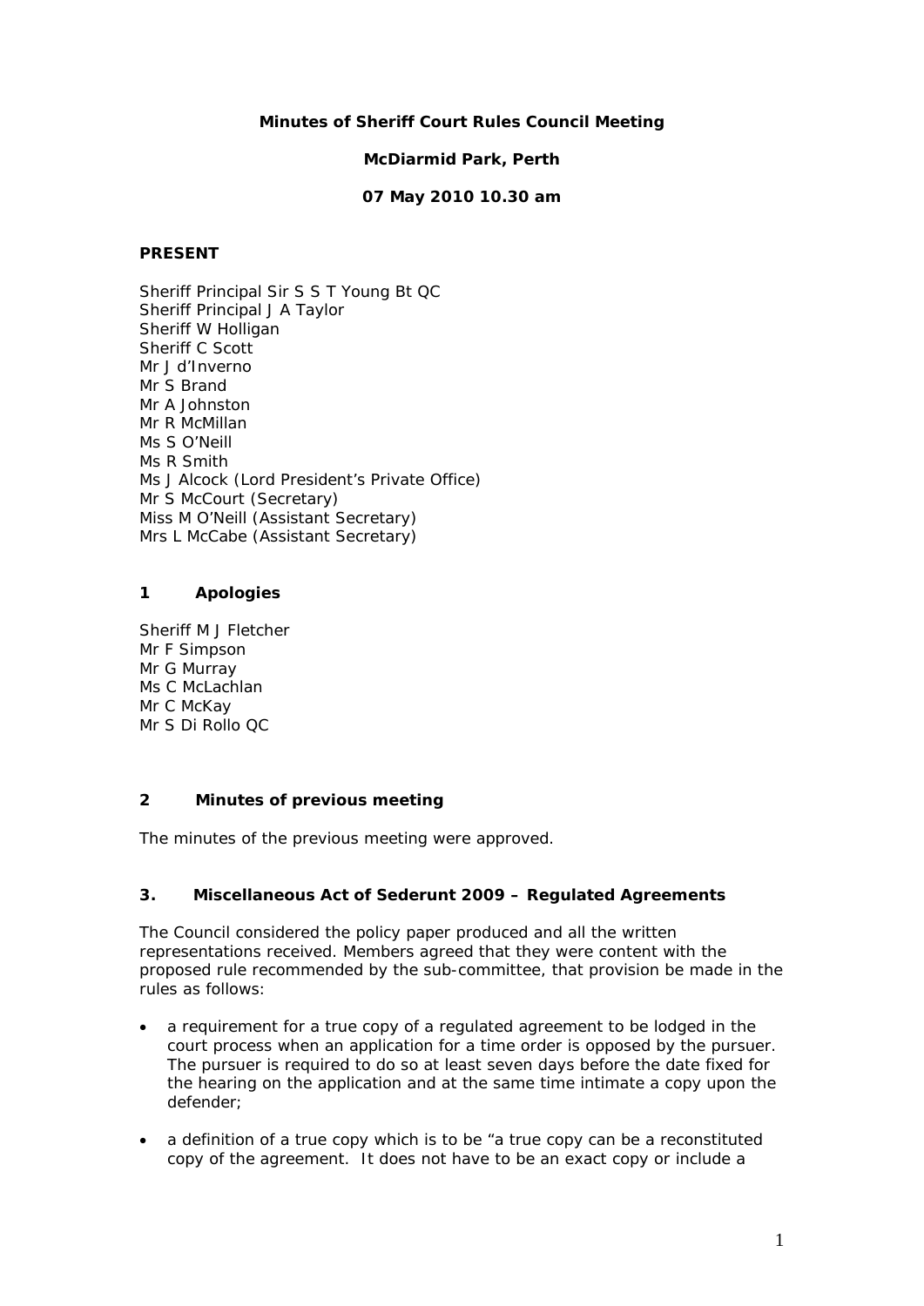**Minutes of Sheriff Court Rules Council Meeting**

**McDiarmid Park, Perth**

**07 May 2010 10.30 am**

**PRESENT**

Sheriff Principal Sir S S T Young Bt QC
Sheriff Principal J A Taylor
Sheriff W Holligan
Sheriff C Scott
Mr J d'Inverno
Mr S Brand
Mr A Johnston
Mr R McMillan
Ms S O'Neill
Ms R Smith
Ms J Alcock (Lord President's Private Office)
Mr S McCourt (Secretary)
Miss M O'Neill (Assistant Secretary)
Mrs L McCabe (Assistant Secretary)

## 1 Apologies

Sheriff M J Fletcher
Mr F Simpson
Mr G Murray
Ms C McLachlan
Mr C McKay
Mr S Di Rollo QC

## 2 Minutes of previous meeting

The minutes of the previous meeting were approved.

## 3. Miscellaneous Act of Sederunt 2009 – Regulated Agreements

The Council considered the policy paper produced and all the written representations received. Members agreed that they were content with the proposed rule recommended by the sub-committee, that provision be made in the rules as follows:

- a requirement for a true copy of a regulated agreement to be lodged in the court process when an application for a time order is opposed by the pursuer. The pursuer is required to do so at least seven days before the date fixed for the hearing on the application and at the same time intimate a copy upon the defender;
- a definition of a true copy which is to be "a true copy can be a reconstituted copy of the agreement. It does not have to be an exact copy or include a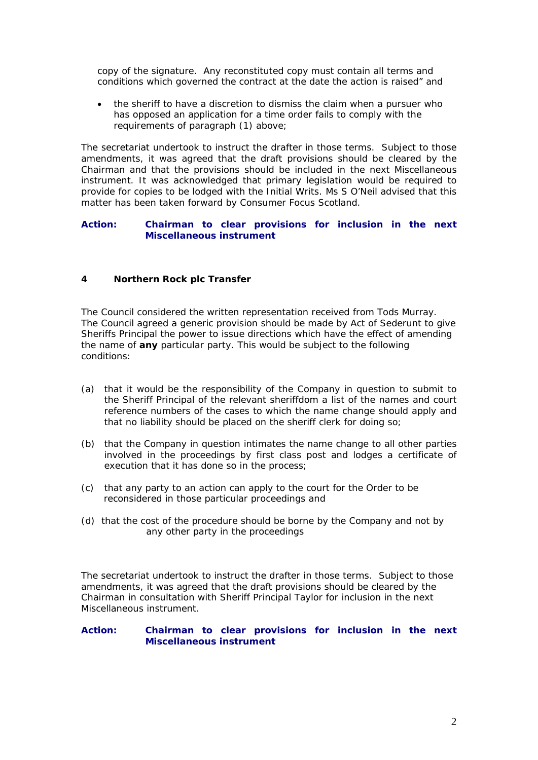copy of the signature. Any reconstituted copy must contain all terms and conditions which governed the contract at the date the action is raised" and

- the sheriff to have a discretion to dismiss the claim when a pursuer who has opposed an application for a time order fails to comply with the requirements of paragraph (1) above;

The secretariat undertook to instruct the drafter in those terms. Subject to those amendments, it was agreed that the draft provisions should be cleared by the Chairman and that the provisions should be included in the next Miscellaneous instrument. It was acknowledged that primary legislation would be required to provide for copies to be lodged with the Initial Writs. Ms S O'Neil advised that this matter has been taken forward by Consumer Focus Scotland.

**Action: Chairman to clear provisions for inclusion in the next Miscellaneous instrument**

### 4 Northern Rock plc Transfer

The Council considered the written representation received from Tods Murray. The Council agreed a generic provision should be made by Act of Sederunt to give Sheriffs Principal the power to issue directions which have the effect of amending the name of **any** particular party. This would be subject to the following conditions:

(a) that it would be the responsibility of the Company in question to submit to the Sheriff Principal of the relevant sheriffdom a list of the names and court reference numbers of the cases to which the name change should apply and that no liability should be placed on the sheriff clerk for doing so;

(b) that the Company in question intimates the name change to all other parties involved in the proceedings by first class post and lodges a certificate of execution that it has done so in the process;

(c) that any party to an action can apply to the court for the Order to be reconsidered in those particular proceedings and

(d) that the cost of the procedure should be borne by the Company and not by any other party in the proceedings

The secretariat undertook to instruct the drafter in those terms. Subject to those amendments, it was agreed that the draft provisions should be cleared by the Chairman in consultation with Sheriff Principal Taylor for inclusion in the next Miscellaneous instrument.

**Action: Chairman to clear provisions for inclusion in the next Miscellaneous instrument**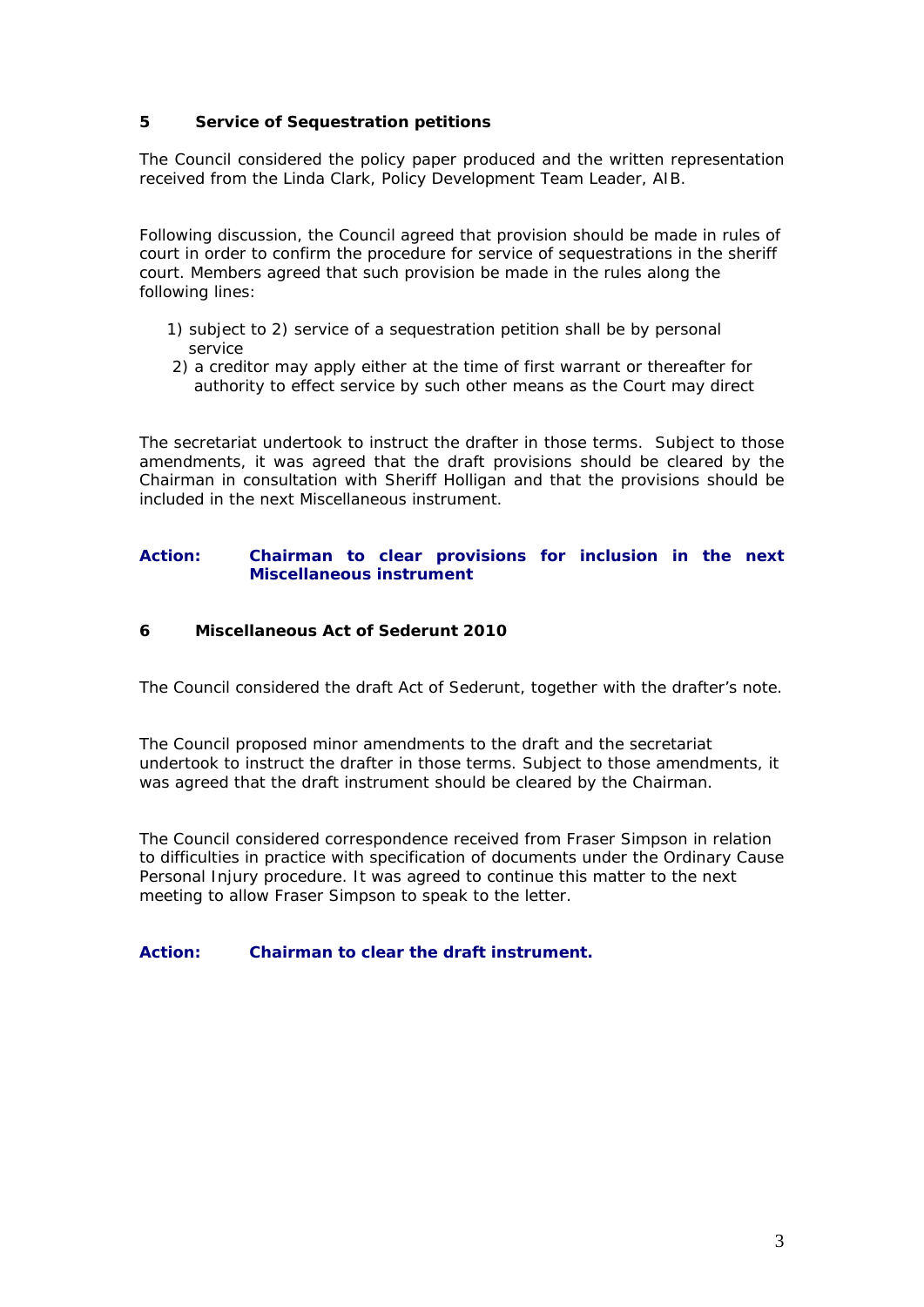## 5 Service of Sequestration petitions

The Council considered the policy paper produced and the written representation received from the Linda Clark, Policy Development Team Leader, AIB.

Following discussion, the Council agreed that provision should be made in rules of court in order to confirm the procedure for service of sequestrations in the sheriff court. Members agreed that such provision be made in the rules along the following lines:

1) subject to 2) service of a sequestration petition shall be by personal service
2) a creditor may apply either at the time of first warrant or thereafter for authority to effect service by such other means as the Court may direct

The secretariat undertook to instruct the drafter in those terms. Subject to those amendments, it was agreed that the draft provisions should be cleared by the Chairman in consultation with Sheriff Holligan and that the provisions should be included in the next Miscellaneous instrument.

**Action: Chairman to clear provisions for inclusion in the next Miscellaneous instrument**

## 6 Miscellaneous Act of Sederunt 2010

The Council considered the draft Act of Sederunt, together with the drafter's note.

The Council proposed minor amendments to the draft and the secretariat undertook to instruct the drafter in those terms. Subject to those amendments, it was agreed that the draft instrument should be cleared by the Chairman.

The Council considered correspondence received from Fraser Simpson in relation to difficulties in practice with specification of documents under the Ordinary Cause Personal Injury procedure. It was agreed to continue this matter to the next meeting to allow Fraser Simpson to speak to the letter.

**Action: Chairman to clear the draft instrument.**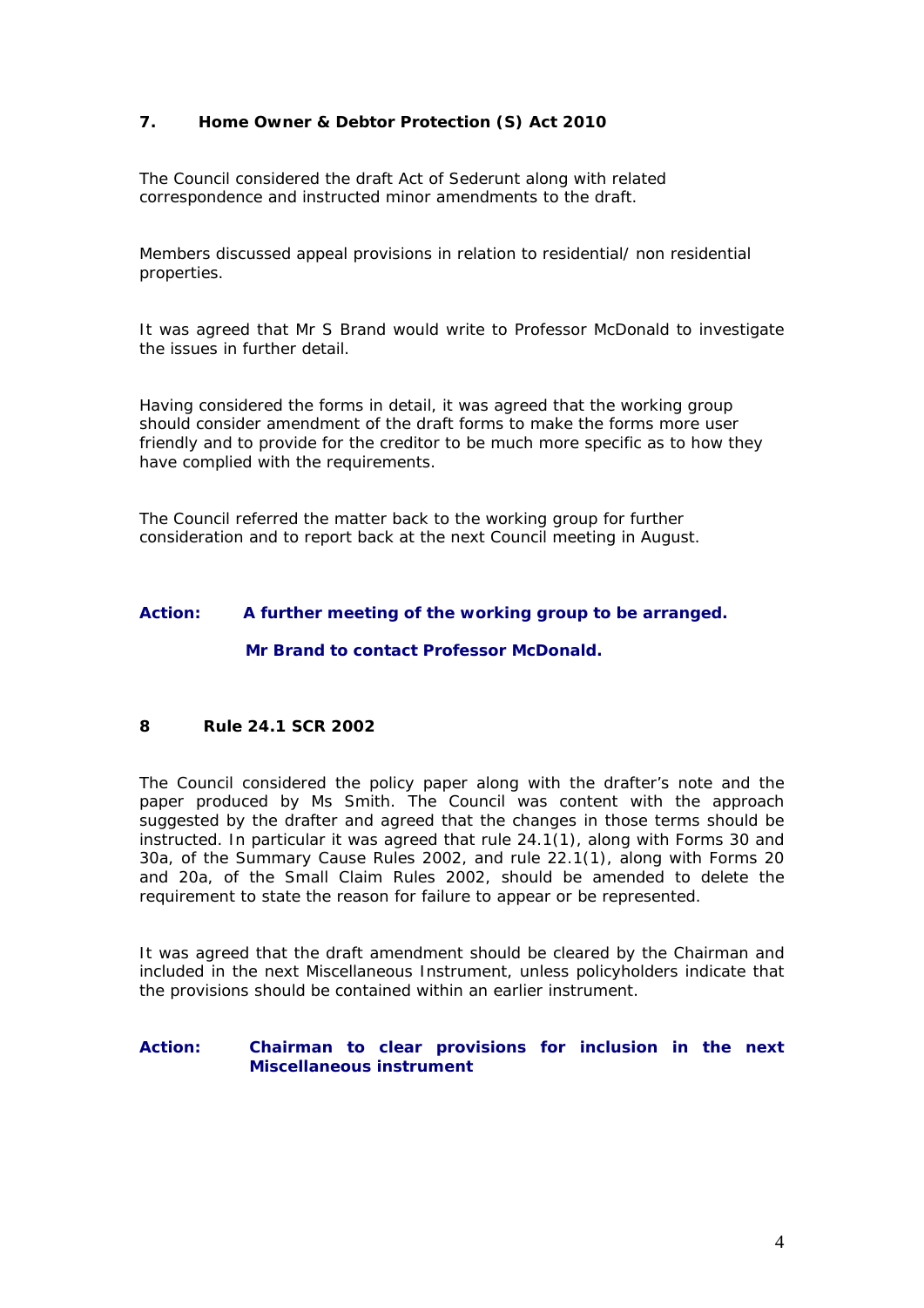### 7. Home Owner & Debtor Protection (S) Act 2010

The Council considered the draft Act of Sederunt along with related correspondence and instructed minor amendments to the draft.

Members discussed appeal provisions in relation to residential/ non residential properties.

It was agreed that Mr S Brand would write to Professor McDonald to investigate the issues in further detail.

Having considered the forms in detail, it was agreed that the working group should consider amendment of the draft forms to make the forms more user friendly and to provide for the creditor to be much more specific as to how they have complied with the requirements.

The Council referred the matter back to the working group for further consideration and to report back at the next Council meeting in August.

**Action: A further meeting of the working group to be arranged.**

**Mr Brand to contact Professor McDonald.**

### 8 Rule 24.1 SCR 2002

The Council considered the policy paper along with the drafter's note and the paper produced by Ms Smith. The Council was content with the approach suggested by the drafter and agreed that the changes in those terms should be instructed. In particular it was agreed that rule 24.1(1), along with Forms 30 and 30a, of the Summary Cause Rules 2002, and rule 22.1(1), along with Forms 20 and 20a, of the Small Claim Rules 2002, should be amended to delete the requirement to state the reason for failure to appear or be represented.

It was agreed that the draft amendment should be cleared by the Chairman and included in the next Miscellaneous Instrument, unless policyholders indicate that the provisions should be contained within an earlier instrument.

**Action: Chairman to clear provisions for inclusion in the next Miscellaneous instrument**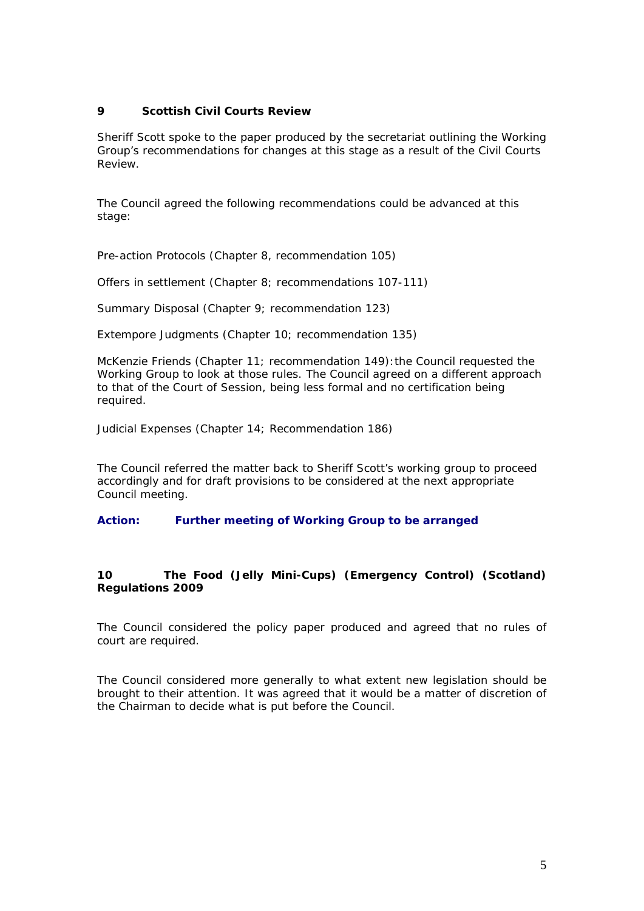## 9 Scottish Civil Courts Review

Sheriff Scott spoke to the paper produced by the secretariat outlining the Working Group's recommendations for changes at this stage as a result of the Civil Courts Review.

The Council agreed the following recommendations could be advanced at this stage:

Pre-action Protocols (Chapter 8, recommendation 105)

Offers in settlement (Chapter 8; recommendations 107-111)

Summary Disposal (Chapter 9; recommendation 123)

Extempore Judgments (Chapter 10; recommendation 135)

McKenzie Friends (Chapter 11; recommendation 149): the Council requested the Working Group to look at those rules. The Council agreed on a different approach to that of the Court of Session, being less formal and no certification being required.

Judicial Expenses (Chapter 14; Recommendation 186)

The Council referred the matter back to Sheriff Scott's working group to proceed accordingly and for draft provisions to be considered at the next appropriate Council meeting.

**Action: Further meeting of Working Group to be arranged**

## 10 The Food (Jelly Mini-Cups) (Emergency Control) (Scotland) Regulations 2009

The Council considered the policy paper produced and agreed that no rules of court are required.

The Council considered more generally to what extent new legislation should be brought to their attention. It was agreed that it would be a matter of discretion of the Chairman to decide what is put before the Council.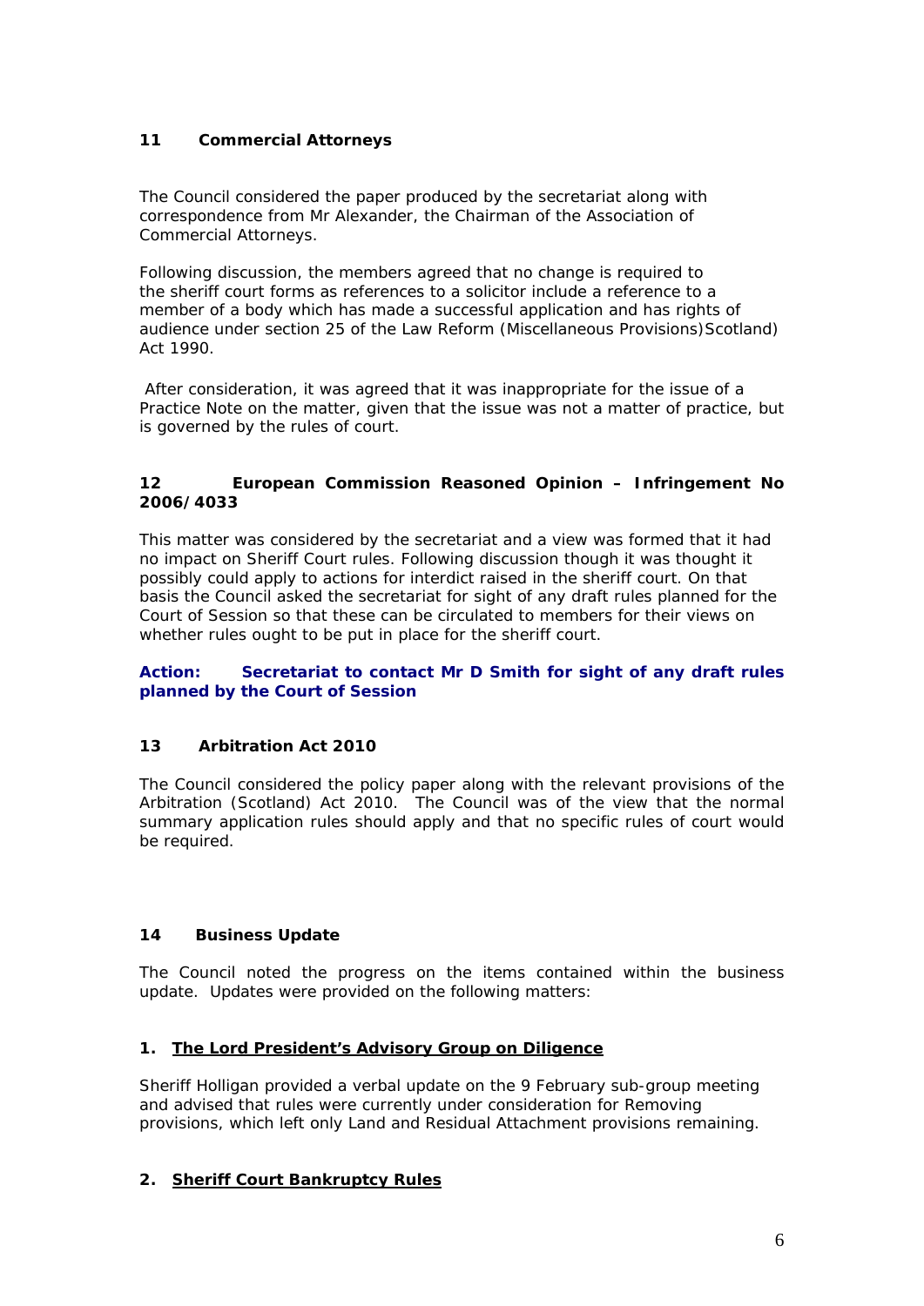## 11 Commercial Attorneys

The Council considered the paper produced by the secretariat along with correspondence from Mr Alexander, the Chairman of the Association of Commercial Attorneys.

Following discussion, the members agreed that no change is required to the sheriff court forms as references to a solicitor include a reference to a member of a body which has made a successful application and has rights of audience under section 25 of the Law Reform (Miscellaneous Provisions)Scotland) Act 1990.

After consideration, it was agreed that it was inappropriate for the issue of a Practice Note on the matter, given that the issue was not a matter of practice, but is governed by the rules of court.

## 12 European Commission Reasoned Opinion – Infringement No 2006/4033

This matter was considered by the secretariat and a view was formed that it had no impact on Sheriff Court rules. Following discussion though it was thought it possibly could apply to actions for interdict raised in the sheriff court. On that basis the Council asked the secretariat for sight of any draft rules planned for the Court of Session so that these can be circulated to members for their views on whether rules ought to be put in place for the sheriff court.

**Action: Secretariat to contact Mr D Smith for sight of any draft rules planned by the Court of Session**

## 13 Arbitration Act 2010

The Council considered the policy paper along with the relevant provisions of the Arbitration (Scotland) Act 2010. The Council was of the view that the normal summary application rules should apply and that no specific rules of court would be required.

## 14 Business Update

The Council noted the progress on the items contained within the business update. Updates were provided on the following matters:

### 1. The Lord President's Advisory Group on Diligence

Sheriff Holligan provided a verbal update on the 9 February sub-group meeting and advised that rules were currently under consideration for Removing provisions, which left only Land and Residual Attachment provisions remaining.

### 2. Sheriff Court Bankruptcy Rules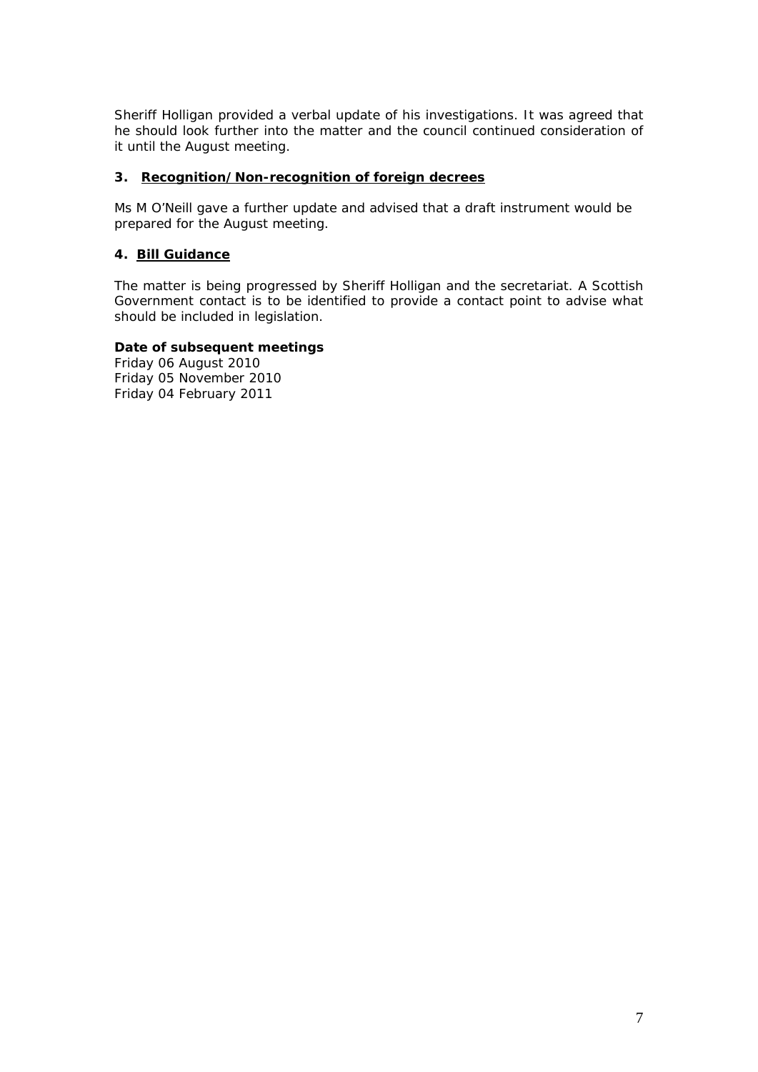Sheriff Holligan provided a verbal update of his investigations. It was agreed that he should look further into the matter and the council continued consideration of it until the August meeting.

### 3. Recognition/Non-recognition of foreign decrees

Ms M O'Neill gave a further update and advised that a draft instrument would be prepared for the August meeting.

### 4. Bill Guidance

The matter is being progressed by Sheriff Holligan and the secretariat. A Scottish Government contact is to be identified to provide a contact point to advise what should be included in legislation.

**Date of subsequent meetings**

Friday 06 August 2010
Friday 05 November 2010
Friday 04 February 2011